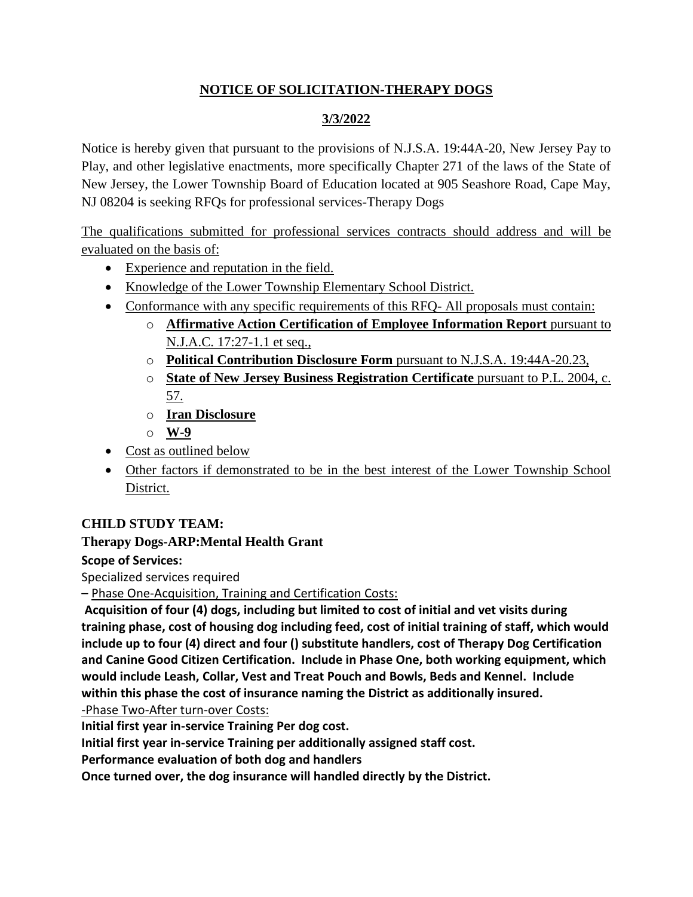# NOTICE OF SOLICITATION-THERAPY DOGS

## 3/3/2022

Notice is hereby given that pursuant to the provisions of N.J.S.A. 19:44A-20, New Jersey Pay to Play, and other legislative enactments, more specifically Chapter 271 of the laws of the State of New Jersey, the Lower Township Board of Education located at 905 Seashore Road, Cape May, NJ 08204 is seeking RFQs for professional services-Therapy Dogs

The qualifications submitted for professional services contracts should address and will be evaluated on the basis of:

- Experience and reputation in the field.
- Knowledge of the Lower Township Elementary School District.
- Conformance with any specific requirements of this RFQ- All proposals must contain:
  - **Affirmative Action Certification of Employee Information Report** pursuant to N.J.A.C. 17:27-1.1 et seq.,
  - **Political Contribution Disclosure Form** pursuant to N.J.S.A. 19:44A-20.23,
  - **State of New Jersey Business Registration Certificate** pursuant to P.L. 2004, c. 57.
  - **Iran Disclosure**
  - **W-9**
- Cost as outlined below
- Other factors if demonstrated to be in the best interest of the Lower Township School District.

**CHILD STUDY TEAM:**

**Therapy Dogs-ARP:Mental Health Grant**

**Scope of Services:**

Specialized services required

– Phase One-Acquisition, Training and Certification Costs:

**Acquisition of four (4) dogs, including but limited to cost of initial and vet visits during training phase, cost of housing dog including feed, cost of initial training of staff, which would include up to four (4) direct and four () substitute handlers, cost of Therapy Dog Certification and Canine Good Citizen Certification. Include in Phase One, both working equipment, which would include Leash, Collar, Vest and Treat Pouch and Bowls, Beds and Kennel. Include within this phase the cost of insurance naming the District as additionally insured.**

-Phase Two-After turn-over Costs:

**Initial first year in-service Training Per dog cost.**

**Initial first year in-service Training per additionally assigned staff cost.**

**Performance evaluation of both dog and handlers**

**Once turned over, the dog insurance will handled directly by the District.**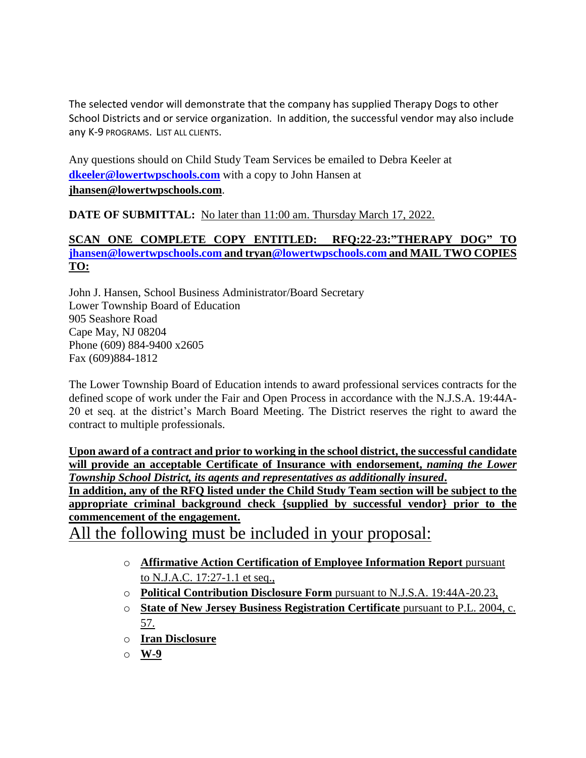The selected vendor will demonstrate that the company has supplied Therapy Dogs to other School Districts and or service organization. In addition, the successful vendor may also include any K-9 PROGRAMS. LIST ALL CLIENTS.

Any questions should on Child Study Team Services be emailed to Debra Keeler at **dkeeler@lowertwpschools.com** with a copy to John Hansen at **jhansen@lowertwpschools.com**.

**DATE OF SUBMITTAL:** No later than 11:00 am. Thursday March 17, 2022.

**SCAN ONE COMPLETE COPY ENTITLED: RFQ:22-23:"THERAPY DOG" TO jhansen@lowertwpschools.com and tryan@lowertwpschools.com and MAIL TWO COPIES TO:**

John J. Hansen, School Business Administrator/Board Secretary
Lower Township Board of Education
905 Seashore Road
Cape May, NJ 08204
Phone (609) 884-9400 x2605
Fax (609)884-1812

The Lower Township Board of Education intends to award professional services contracts for the defined scope of work under the Fair and Open Process in accordance with the N.J.S.A. 19:44A-20 et seq. at the district's March Board Meeting. The District reserves the right to award the contract to multiple professionals.

**Upon award of a contract and prior to working in the school district, the successful candidate will provide an acceptable Certificate of Insurance with endorsement, *naming the Lower Township School District, its agents and representatives as additionally insured*.**
**In addition, any of the RFQ listed under the Child Study Team section will be subject to the appropriate criminal background check {supplied by successful vendor} prior to the commencement of the engagement.**

All the following must be included in your proposal:

- **Affirmative Action Certification of Employee Information Report** pursuant to N.J.A.C. 17:27-1.1 et seq.,
- **Political Contribution Disclosure Form** pursuant to N.J.S.A. 19:44A-20.23,
- **State of New Jersey Business Registration Certificate** pursuant to P.L. 2004, c. 57.
- **Iran Disclosure**
- **W-9**